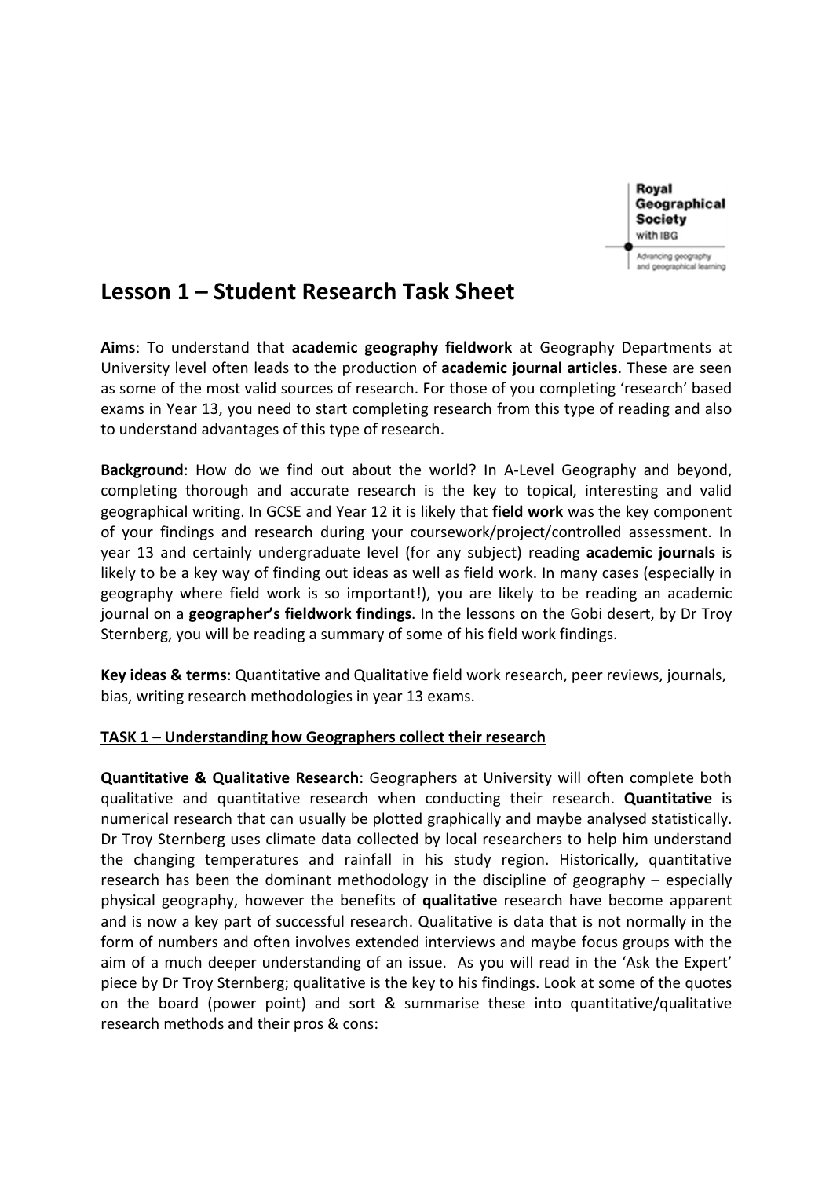Royal Geographical Society with IBG

Advancing geography and geographical learning

# Lesson 1 – Student Research Task Sheet

**Aims**: To understand that **academic geography fieldwork** at Geography Departments at University level often leads to the production of **academic journal articles**. These are seen as some of the most valid sources of research. For those of you completing 'research' based exams in Year 13, you need to start completing research from this type of reading and also to understand advantages of this type of research.

**Background**: How do we find out about the world? In A-Level Geography and beyond, completing thorough and accurate research is the key to topical, interesting and valid geographical writing. In GCSE and Year 12 it is likely that **field work** was the key component of your findings and research during your coursework/project/controlled assessment. In year 13 and certainly undergraduate level (for any subject) reading **academic journals** is likely to be a key way of finding out ideas as well as field work. In many cases (especially in geography where field work is so important!), you are likely to be reading an academic journal on a **geographer's fieldwork findings**. In the lessons on the Gobi desert, by Dr Troy Sternberg, you will be reading a summary of some of his field work findings.

**Key ideas & terms**: Quantitative and Qualitative field work research, peer reviews, journals, bias, writing research methodologies in year 13 exams.

## TASK 1 – Understanding how Geographers collect their research

**Quantitative & Qualitative Research**: Geographers at University will often complete both qualitative and quantitative research when conducting their research. **Quantitative** is numerical research that can usually be plotted graphically and maybe analysed statistically. Dr Troy Sternberg uses climate data collected by local researchers to help him understand the changing temperatures and rainfall in his study region. Historically, quantitative research has been the dominant methodology in the discipline of geography – especially physical geography, however the benefits of **qualitative** research have become apparent and is now a key part of successful research. Qualitative is data that is not normally in the form of numbers and often involves extended interviews and maybe focus groups with the aim of a much deeper understanding of an issue. As you will read in the 'Ask the Expert' piece by Dr Troy Sternberg; qualitative is the key to his findings. Look at some of the quotes on the board (power point) and sort & summarise these into quantitative/qualitative research methods and their pros & cons: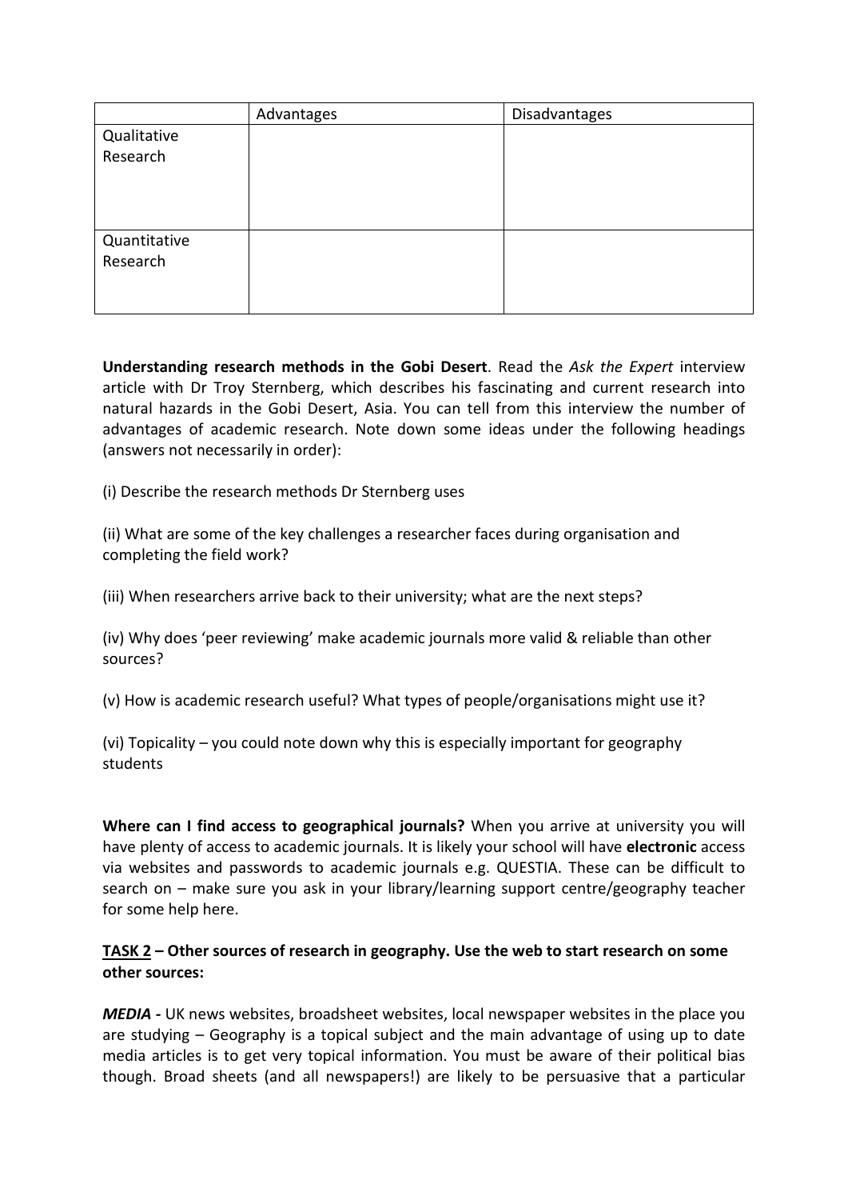| | Advantages | Disadvantages |
|---|---|---|
| Qualitative Research | | |
| Quantitative Research | | |

**Understanding research methods in the Gobi Desert**. Read the *Ask the Expert* interview article with Dr Troy Sternberg, which describes his fascinating and current research into natural hazards in the Gobi Desert, Asia. You can tell from this interview the number of advantages of academic research. Note down some ideas under the following headings (answers not necessarily in order):

(i) Describe the research methods Dr Sternberg uses

(ii) What are some of the key challenges a researcher faces during organisation and completing the field work?

(iii) When researchers arrive back to their university; what are the next steps?

(iv) Why does 'peer reviewing' make academic journals more valid & reliable than other sources?

(v) How is academic research useful? What types of people/organisations might use it?

(vi) Topicality – you could note down why this is especially important for geography students

**Where can I find access to geographical journals?** When you arrive at university you will have plenty of access to academic journals. It is likely your school will have **electronic** access via websites and passwords to academic journals e.g. QUESTIA. These can be difficult to search on – make sure you ask in your library/learning support centre/geography teacher for some help here.

**<u>TASK 2</u> – Other sources of research in geography. Use the web to start research on some other sources:**

***MEDIA*** - UK news websites, broadsheet websites, local newspaper websites in the place you are studying – Geography is a topical subject and the main advantage of using up to date media articles is to get very topical information. You must be aware of their political bias though. Broad sheets (and all newspapers!) are likely to be persuasive that a particular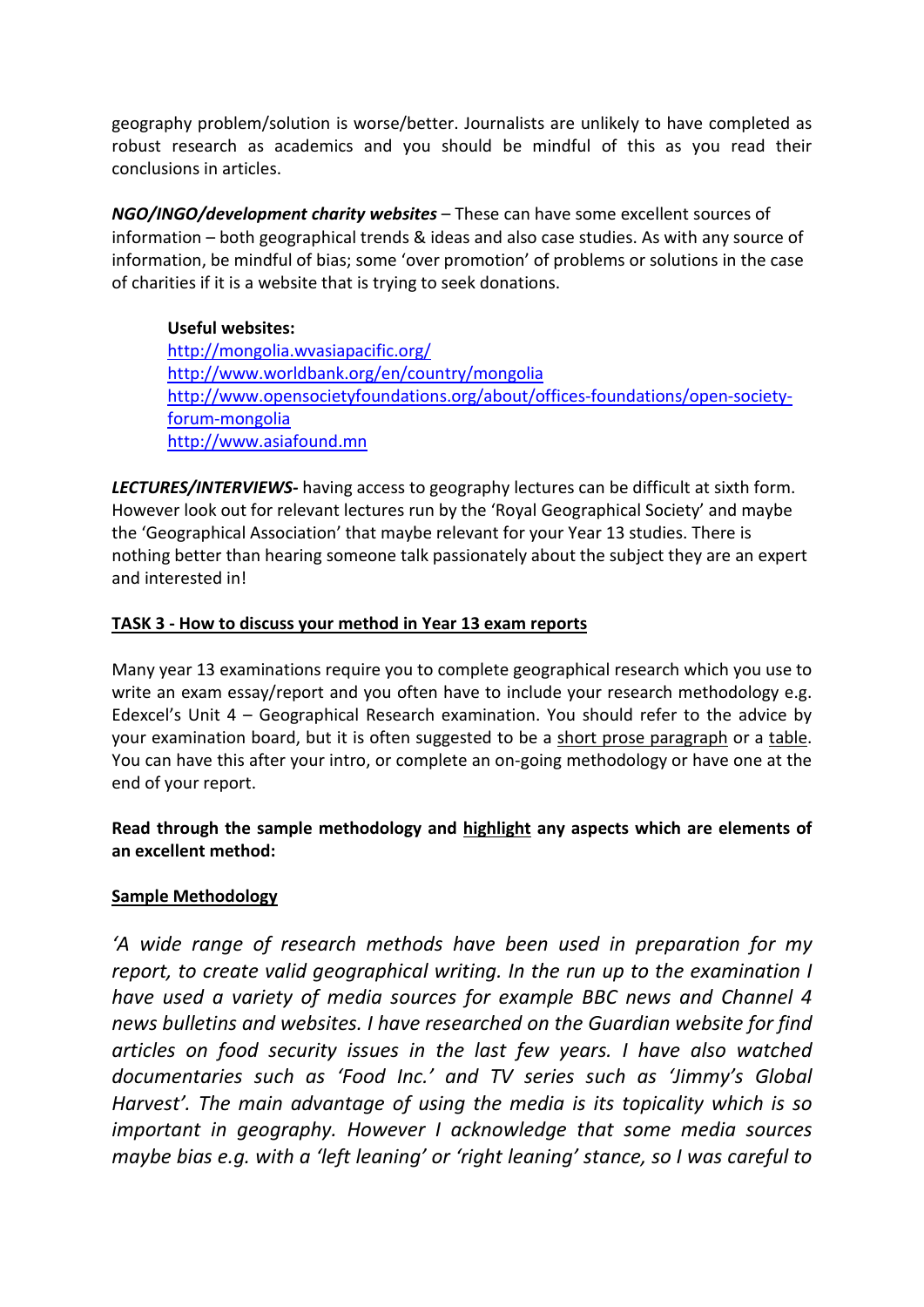geography problem/solution is worse/better. Journalists are unlikely to have completed as robust research as academics and you should be mindful of this as you read their conclusions in articles.

***NGO/INGO/development charity websites*** – These can have some excellent sources of information – both geographical trends & ideas and also case studies. As with any source of information, be mindful of bias; some 'over promotion' of problems or solutions in the case of charities if it is a website that is trying to seek donations.

**Useful websites:**
[http://mongolia.wvasiapacific.org/](http://mongolia.wvasiapacific.org/)
[http://www.worldbank.org/en/country/mongolia](http://www.worldbank.org/en/country/mongolia)
[http://www.opensocietyfoundations.org/about/offices-foundations/open-society-forum-mongolia](http://www.opensocietyfoundations.org/about/offices-foundations/open-society-forum-mongolia)
[http://www.asiafound.mn](http://www.asiafound.mn)

***LECTURES/INTERVIEWS-*** having access to geography lectures can be difficult at sixth form. However look out for relevant lectures run by the 'Royal Geographical Society' and maybe the 'Geographical Association' that maybe relevant for your Year 13 studies. There is nothing better than hearing someone talk passionately about the subject they are an expert and interested in!

**TASK 3 - How to discuss your method in Year 13 exam reports**

Many year 13 examinations require you to complete geographical research which you use to write an exam essay/report and you often have to include your research methodology e.g. Edexcel's Unit 4 – Geographical Research examination. You should refer to the advice by your examination board, but it is often suggested to be a short prose paragraph or a table. You can have this after your intro, or complete an on-going methodology or have one at the end of your report.

**Read through the sample methodology and highlight any aspects which are elements of an excellent method:**

**Sample Methodology**

*'A wide range of research methods have been used in preparation for my report, to create valid geographical writing. In the run up to the examination I have used a variety of media sources for example BBC news and Channel 4 news bulletins and websites. I have researched on the Guardian website for find articles on food security issues in the last few years. I have also watched documentaries such as 'Food Inc.' and TV series such as 'Jimmy's Global Harvest'. The main advantage of using the media is its topicality which is so important in geography. However I acknowledge that some media sources maybe bias e.g. with a 'left leaning' or 'right leaning' stance, so I was careful to*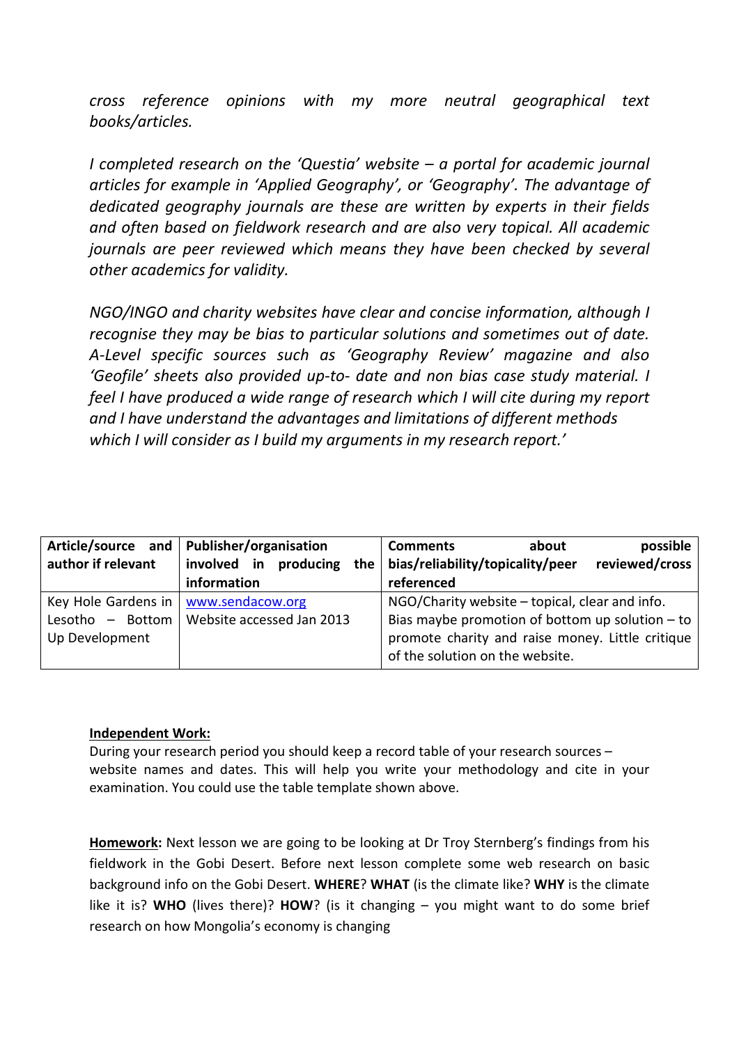*cross reference opinions with my more neutral geographical text books/articles.*

*I completed research on the 'Questia' website – a portal for academic journal articles for example in 'Applied Geography', or 'Geography'. The advantage of dedicated geography journals are these are written by experts in their fields and often based on fieldwork research and are also very topical. All academic journals are peer reviewed which means they have been checked by several other academics for validity.*

*NGO/INGO and charity websites have clear and concise information, although I recognise they may be bias to particular solutions and sometimes out of date. A-Level specific sources such as 'Geography Review' magazine and also 'Geofile' sheets also provided up-to- date and non bias case study material. I feel I have produced a wide range of research which I will cite during my report and I have understand the advantages and limitations of different methods which I will consider as I build my arguments in my research report.'*

| **Article/source and author if relevant** | **Publisher/organisation involved in producing the information** | **Comments about possible bias/reliability/topicality/peer reviewed/cross referenced** |
|---|---|---|
| Key Hole Gardens in Lesotho – Bottom Up Development | www.sendacow.org<br>Website accessed Jan 2013 | NGO/Charity website – topical, clear and info. Bias maybe promotion of bottom up solution – to promote charity and raise money. Little critique of the solution on the website. |

**Independent Work:**
During your research period you should keep a record table of your research sources – website names and dates. This will help you write your methodology and cite in your examination. You could use the table template shown above.

**Homework:** Next lesson we are going to be looking at Dr Troy Sternberg's findings from his fieldwork in the Gobi Desert. Before next lesson complete some web research on basic background info on the Gobi Desert. **WHERE**? **WHAT** (is the climate like? **WHY** is the climate like it is? **WHO** (lives there)? **HOW**? (is it changing – you might want to do some brief research on how Mongolia's economy is changing